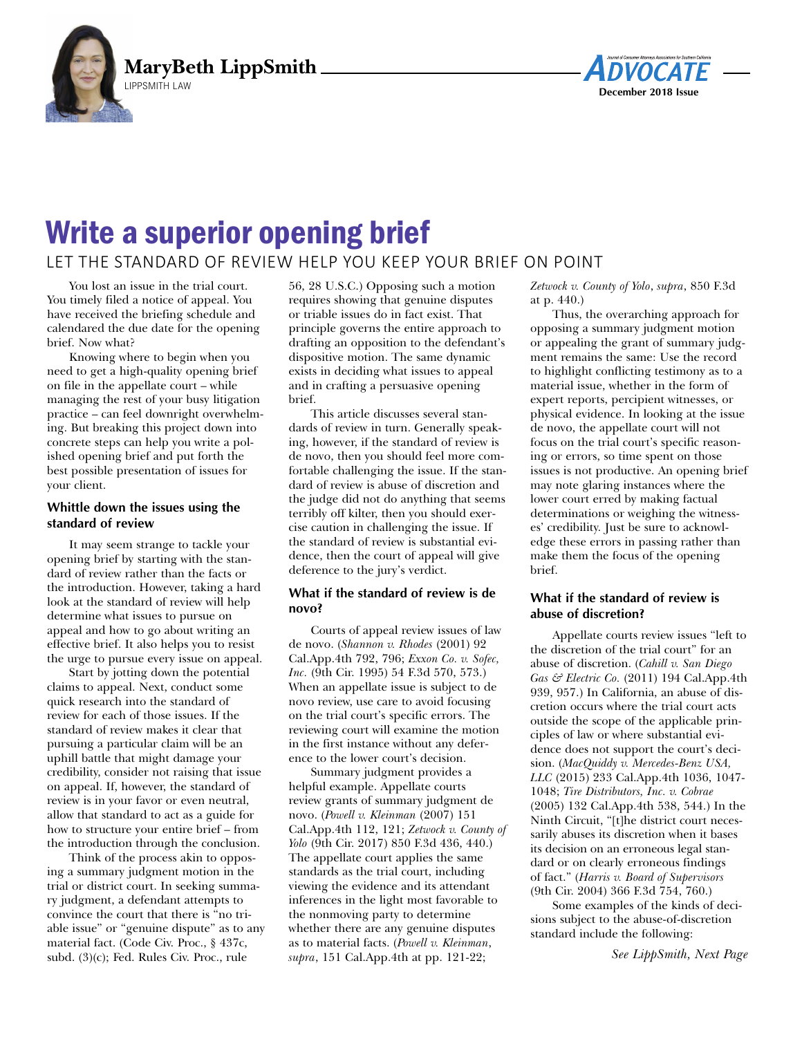MaryBeth LippSmith

LIPPSMITH LAW

# Write a superior opening brief

## LET THE STANDARD OF REVIEW HELP YOU KEEP YOUR BRIEF ON POINT

You lost an issue in the trial court. You timely filed a notice of appeal. You have received the briefing schedule and calendared the due date for the opening brief. Now what?

Knowing where to begin when you need to get a high-quality opening brief on file in the appellate court – while managing the rest of your busy litigation practice – can feel downright overwhelming. But breaking this project down into concrete steps can help you write a polished opening brief and put forth the best possible presentation of issues for your client.

### Whittle down the issues using the standard of review

It may seem strange to tackle your opening brief by starting with the standard of review rather than the facts or the introduction. However, taking a hard look at the standard of review will help determine what issues to pursue on appeal and how to go about writing an effective brief. It also helps you to resist the urge to pursue every issue on appeal.

Start by jotting down the potential claims to appeal. Next, conduct some quick research into the standard of review for each of those issues. If the standard of review makes it clear that pursuing a particular claim will be an uphill battle that might damage your credibility, consider not raising that issue on appeal. If, however, the standard of review is in your favor or even neutral, allow that standard to act as a guide for how to structure your entire brief – from the introduction through the conclusion.

Think of the process akin to opposing a summary judgment motion in the trial or district court. In seeking summary judgment, a defendant attempts to convince the court that there is "no triable issue" or "genuine dispute" as to any material fact. (Code Civ. Proc., § 437c, subd. (3)(c); Fed. Rules Civ. Proc., rule 56, 28 U.S.C.) Opposing such a motion requires showing that genuine disputes or triable issues do in fact exist. That principle governs the entire approach to drafting an opposition to the defendant's dispositive motion. The same dynamic exists in deciding what issues to appeal and in crafting a persuasive opening brief.

This article discusses several standards of review in turn. Generally speaking, however, if the standard of review is de novo, then you should feel more comfortable challenging the issue. If the standard of review is abuse of discretion and the judge did not do anything that seems terribly off kilter, then you should exercise caution in challenging the issue. If the standard of review is substantial evidence, then the court of appeal will give deference to the jury's verdict.

### What if the standard of review is de novo?

Courts of appeal review issues of law de novo. (*Shannon v. Rhodes* (2001) 92 Cal.App.4th 792, 796; *Exxon Co. v. Sofec, Inc.* (9th Cir. 1995) 54 F.3d 570, 573.) When an appellate issue is subject to de novo review, use care to avoid focusing on the trial court's specific errors. The reviewing court will examine the motion in the first instance without any deference to the lower court's decision.

Summary judgment provides a helpful example. Appellate courts review grants of summary judgment de novo. (*Powell v. Kleinman* (2007) 151 Cal.App.4th 112, 121; *Zetwock v. County of Yolo* (9th Cir. 2017) 850 F.3d 436, 440.) The appellate court applies the same standards as the trial court, including viewing the evidence and its attendant inferences in the light most favorable to the nonmoving party to determine whether there are any genuine disputes as to material facts. (*Powell v. Kleinman*, *supra*, 151 Cal.App.4th at pp. 121-22; *Zetwock v. County of Yolo*, *supra*, 850 F.3d at p. 440.)

Thus, the overarching approach for opposing a summary judgment motion or appealing the grant of summary judgment remains the same: Use the record to highlight conflicting testimony as to a material issue, whether in the form of expert reports, percipient witnesses, or physical evidence. In looking at the issue de novo, the appellate court will not focus on the trial court's specific reasoning or errors, so time spent on those issues is not productive. An opening brief may note glaring instances where the lower court erred by making factual determinations or weighing the witnesses' credibility. Just be sure to acknowledge these errors in passing rather than make them the focus of the opening brief.

### What if the standard of review is abuse of discretion?

Appellate courts review issues "left to the discretion of the trial court" for an abuse of discretion. (*Cahill v. San Diego Gas & Electric Co.* (2011) 194 Cal.App.4th 939, 957.) In California, an abuse of discretion occurs where the trial court acts outside the scope of the applicable principles of law or where substantial evidence does not support the court's decision. (*MacQuiddy v. Mercedes-Benz USA, LLC* (2015) 233 Cal.App.4th 1036, 1047-1048; *Tire Distributors, Inc. v. Cobrae* (2005) 132 Cal.App.4th 538, 544.) In the Ninth Circuit, "[t]he district court necessarily abuses its discretion when it bases its decision on an erroneous legal standard or on clearly erroneous findings of fact." (*Harris v. Board of Supervisors* (9th Cir. 2004) 366 F.3d 754, 760.)

Some examples of the kinds of decisions subject to the abuse-of-discretion standard include the following:

*See LippSmith, Next Page*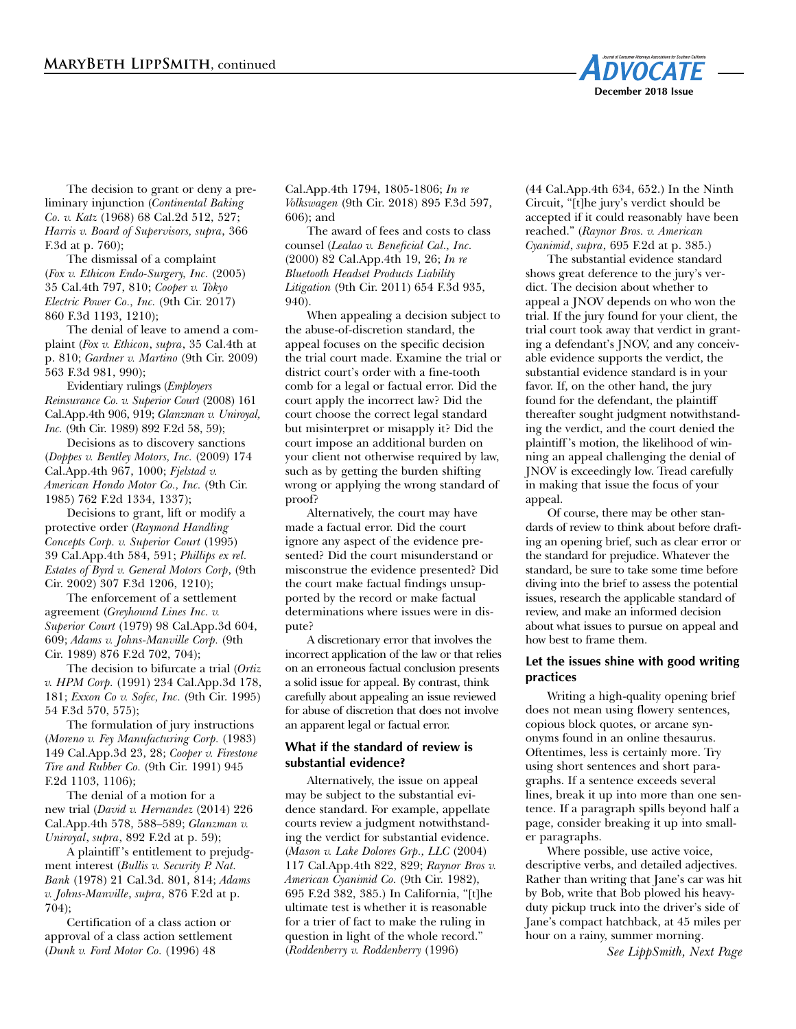The decision to grant or deny a preliminary injunction (*Continental Baking Co. v. Katz* (1968) 68 Cal.2d 512, 527; *Harris v. Board of Supervisors, supra*, 366 F.3d at p. 760);

The dismissal of a complaint (*Fox v. Ethicon Endo-Surgery, Inc.* (2005) 35 Cal.4th 797, 810; *Cooper v. Tokyo Electric Power Co., Inc.* (9th Cir. 2017) 860 F.3d 1193, 1210);

The denial of leave to amend a complaint (*Fox v. Ethicon*, *supra*, 35 Cal.4th at p. 810; *Gardner v. Martino* (9th Cir. 2009) 563 F.3d 981, 990);

Evidentiary rulings (*Employers Reinsurance Co. v. Superior Court* (2008) 161 Cal.App.4th 906, 919; *Glanzman v. Uniroyal, Inc.* (9th Cir. 1989) 892 F.2d 58, 59);

Decisions as to discovery sanctions (*Doppes v. Bentley Motors, Inc.* (2009) 174 Cal.App.4th 967, 1000; *Fjelstad v. American Hondo Motor Co., Inc.* (9th Cir. 1985) 762 F.2d 1334, 1337);

Decisions to grant, lift or modify a protective order (*Raymond Handling Concepts Corp. v. Superior Court* (1995) 39 Cal.App.4th 584, 591; *Phillips ex rel. Estates of Byrd v. General Motors Corp*, (9th Cir. 2002) 307 F.3d 1206, 1210);

The enforcement of a settlement agreement (*Greyhound Lines Inc. v. Superior Court* (1979) 98 Cal.App.3d 604, 609; *Adams v. Johns-Manville Corp.* (9th Cir. 1989) 876 F.2d 702, 704);

The decision to bifurcate a trial (*Ortiz v. HPM Corp.* (1991) 234 Cal.App.3d 178, 181; *Exxon Co v. Sofec, Inc.* (9th Cir. 1995) 54 F.3d 570, 575);

The formulation of jury instructions (*Moreno v. Fey Manufacturing Corp.* (1983) 149 Cal.App.3d 23, 28; *Cooper v. Firestone Tire and Rubber Co.* (9th Cir. 1991) 945 F.2d 1103, 1106);

The denial of a motion for a new trial (*David v. Hernandez* (2014) 226 Cal.App.4th 578, 588–589; *Glanzman v. Uniroyal*, *supra*, 892 F.2d at p. 59);

A plaintiff's entitlement to prejudgment interest (*Bullis v. Security P. Nat. Bank* (1978) 21 Cal.3d. 801, 814; *Adams v. Johns-Manville*, *supra*, 876 F.2d at p. 704);

Certification of a class action or approval of a class action settlement (*Dunk v. Ford Motor Co.* (1996) 48 Cal.App.4th 1794, 1805-1806; *In re Volkswagen* (9th Cir. 2018) 895 F.3d 597, 606); and

The award of fees and costs to class counsel (*Lealao v. Beneficial Cal., Inc.* (2000) 82 Cal.App.4th 19, 26; *In re Bluetooth Headset Products Liability Litigation* (9th Cir. 2011) 654 F.3d 935, 940).

When appealing a decision subject to the abuse-of-discretion standard, the appeal focuses on the specific decision the trial court made. Examine the trial or district court's order with a fine-tooth comb for a legal or factual error. Did the court apply the incorrect law? Did the court choose the correct legal standard but misinterpret or misapply it? Did the court impose an additional burden on your client not otherwise required by law, such as by getting the burden shifting wrong or applying the wrong standard of proof?

Alternatively, the court may have made a factual error. Did the court ignore any aspect of the evidence presented? Did the court misunderstand or misconstrue the evidence presented? Did the court make factual findings unsupported by the record or make factual determinations where issues were in dispute?

A discretionary error that involves the incorrect application of the law or that relies on an erroneous factual conclusion presents a solid issue for appeal. By contrast, think carefully about appealing an issue reviewed for abuse of discretion that does not involve an apparent legal or factual error.

### What if the standard of review is substantial evidence?

Alternatively, the issue on appeal may be subject to the substantial evidence standard. For example, appellate courts review a judgment notwithstanding the verdict for substantial evidence. (*Mason v. Lake Dolores Grp., LLC* (2004) 117 Cal.App.4th 822, 829; *Raynor Bros v. American Cyanimid Co.* (9th Cir. 1982), 695 F.2d 382, 385.) In California, "[t]he ultimate test is whether it is reasonable for a trier of fact to make the ruling in question in light of the whole record." (*Roddenberry v. Roddenberry* (1996) (44 Cal.App.4th 634, 652.) In the Ninth Circuit, "[t]he jury's verdict should be accepted if it could reasonably have been reached." (*Raynor Bros. v. American Cyanimid*, *supra*, 695 F.2d at p. 385.)

The substantial evidence standard shows great deference to the jury's verdict. The decision about whether to appeal a JNOV depends on who won the trial. If the jury found for your client, the trial court took away that verdict in granting a defendant's JNOV, and any conceivable evidence supports the verdict, the substantial evidence standard is in your favor. If, on the other hand, the jury found for the defendant, the plaintiff thereafter sought judgment notwithstanding the verdict, and the court denied the plaintiff's motion, the likelihood of winning an appeal challenging the denial of JNOV is exceedingly low. Tread carefully in making that issue the focus of your appeal.

Of course, there may be other standards of review to think about before drafting an opening brief, such as clear error or the standard for prejudice. Whatever the standard, be sure to take some time before diving into the brief to assess the potential issues, research the applicable standard of review, and make an informed decision about what issues to pursue on appeal and how best to frame them.

### Let the issues shine with good writing practices

Writing a high-quality opening brief does not mean using flowery sentences, copious block quotes, or arcane synonyms found in an online thesaurus. Oftentimes, less is certainly more. Try using short sentences and short paragraphs. If a sentence exceeds several lines, break it up into more than one sentence. If a paragraph spills beyond half a page, consider breaking it up into smaller paragraphs.

Where possible, use active voice, descriptive verbs, and detailed adjectives. Rather than writing that Jane's car was hit by Bob, write that Bob plowed his heavy-duty pickup truck into the driver's side of Jane's compact hatchback, at 45 miles per hour on a rainy, summer morning.

*See LippSmith, Next Page*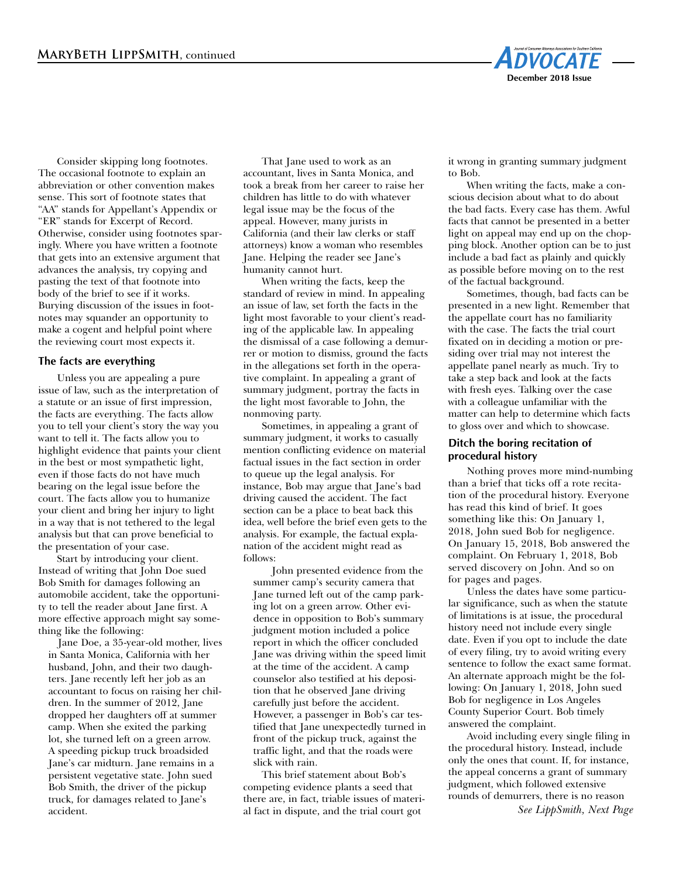Consider skipping long footnotes. The occasional footnote to explain an abbreviation or other convention makes sense. This sort of footnote states that "AA" stands for Appellant's Appendix or "ER" stands for Excerpt of Record. Otherwise, consider using footnotes sparingly. Where you have written a footnote that gets into an extensive argument that advances the analysis, try copying and pasting the text of that footnote into body of the brief to see if it works. Burying discussion of the issues in footnotes may squander an opportunity to make a cogent and helpful point where the reviewing court most expects it.

## The facts are everything

Unless you are appealing a pure issue of law, such as the interpretation of a statute or an issue of first impression, the facts are everything. The facts allow you to tell your client's story the way you want to tell it. The facts allow you to highlight evidence that paints your client in the best or most sympathetic light, even if those facts do not have much bearing on the legal issue before the court. The facts allow you to humanize your client and bring her injury to light in a way that is not tethered to the legal analysis but that can prove beneficial to the presentation of your case.

Start by introducing your client. Instead of writing that John Doe sued Bob Smith for damages following an automobile accident, take the opportunity to tell the reader about Jane first. A more effective approach might say something like the following:

> Jane Doe, a 35-year-old mother, lives in Santa Monica, California with her husband, John, and their two daughters. Jane recently left her job as an accountant to focus on raising her children. In the summer of 2012, Jane dropped her daughters off at summer camp. When she exited the parking lot, she turned left on a green arrow. A speeding pickup truck broadsided Jane's car midturn. Jane remains in a persistent vegetative state. John sued Bob Smith, the driver of the pickup truck, for damages related to Jane's accident.

That Jane used to work as an accountant, lives in Santa Monica, and took a break from her career to raise her children has little to do with whatever legal issue may be the focus of the appeal. However, many jurists in California (and their law clerks or staff attorneys) know a woman who resembles Jane. Helping the reader see Jane's humanity cannot hurt.

When writing the facts, keep the standard of review in mind. In appealing an issue of law, set forth the facts in the light most favorable to your client's reading of the applicable law. In appealing the dismissal of a case following a demurrer or motion to dismiss, ground the facts in the allegations set forth in the operative complaint. In appealing a grant of summary judgment, portray the facts in the light most favorable to John, the nonmoving party.

Sometimes, in appealing a grant of summary judgment, it works to casually mention conflicting evidence on material factual issues in the fact section in order to queue up the legal analysis. For instance, Bob may argue that Jane's bad driving caused the accident. The fact section can be a place to beat back this idea, well before the brief even gets to the analysis. For example, the factual explanation of the accident might read as follows:

> John presented evidence from the summer camp's security camera that Jane turned left out of the camp parking lot on a green arrow. Other evidence in opposition to Bob's summary judgment motion included a police report in which the officer concluded Jane was driving within the speed limit at the time of the accident. A camp counselor also testified at his deposition that he observed Jane driving carefully just before the accident. However, a passenger in Bob's car testified that Jane unexpectedly turned in front of the pickup truck, against the traffic light, and that the roads were slick with rain.

This brief statement about Bob's competing evidence plants a seed that there are, in fact, triable issues of material fact in dispute, and the trial court got it wrong in granting summary judgment to Bob.

When writing the facts, make a conscious decision about what to do about the bad facts. Every case has them. Awful facts that cannot be presented in a better light on appeal may end up on the chopping block. Another option can be to just include a bad fact as plainly and quickly as possible before moving on to the rest of the factual background.

Sometimes, though, bad facts can be presented in a new light. Remember that the appellate court has no familiarity with the case. The facts the trial court fixated on in deciding a motion or presiding over trial may not interest the appellate panel nearly as much. Try to take a step back and look at the facts with fresh eyes. Talking over the case with a colleague unfamiliar with the matter can help to determine which facts to gloss over and which to showcase.

## Ditch the boring recitation of procedural history

Nothing proves more mind-numbing than a brief that ticks off a rote recitation of the procedural history. Everyone has read this kind of brief. It goes something like this: On January 1, 2018, John sued Bob for negligence. On January 15, 2018, Bob answered the complaint. On February 1, 2018, Bob served discovery on John. And so on for pages and pages.

Unless the dates have some particular significance, such as when the statute of limitations is at issue, the procedural history need not include every single date. Even if you opt to include the date of every filing, try to avoid writing every sentence to follow the exact same format. An alternate approach might be the following: On January 1, 2018, John sued Bob for negligence in Los Angeles County Superior Court. Bob timely answered the complaint.

Avoid including every single filing in the procedural history. Instead, include only the ones that count. If, for instance, the appeal concerns a grant of summary judgment, which followed extensive rounds of demurrers, there is no reason

*See LippSmith, Next Page*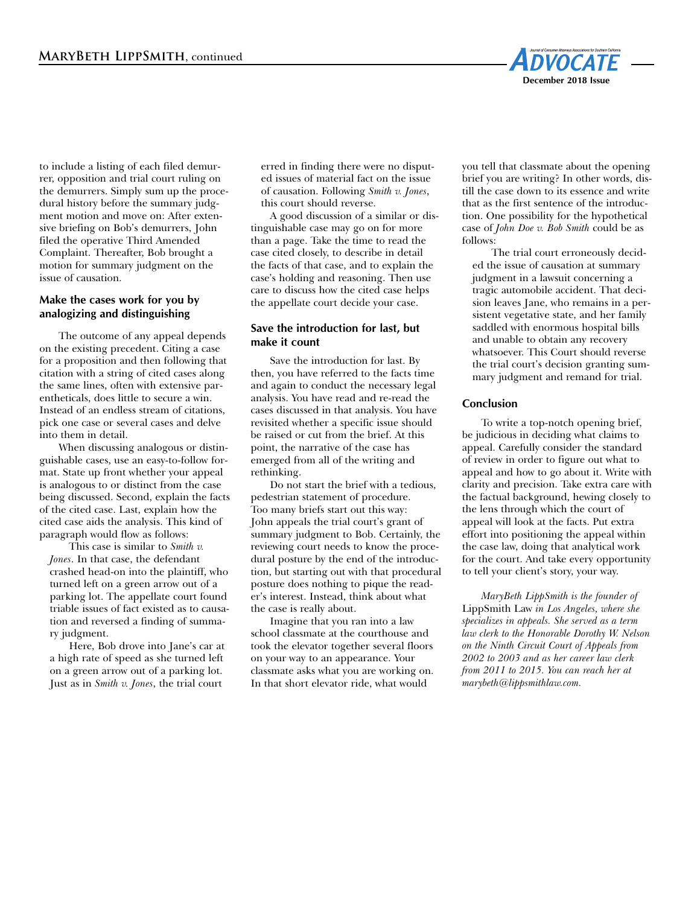to include a listing of each filed demurrer, opposition and trial court ruling on the demurrers. Simply sum up the procedural history before the summary judgment motion and move on: After extensive briefing on Bob's demurrers, John filed the operative Third Amended Complaint. Thereafter, Bob brought a motion for summary judgment on the issue of causation.

### Make the cases work for you by analogizing and distinguishing

The outcome of any appeal depends on the existing precedent. Citing a case for a proposition and then following that citation with a string of cited cases along the same lines, often with extensive parentheticals, does little to secure a win. Instead of an endless stream of citations, pick one case or several cases and delve into them in detail.

When discussing analogous or distinguishable cases, use an easy-to-follow format. State up front whether your appeal is analogous to or distinct from the case being discussed. Second, explain the facts of the cited case. Last, explain how the cited case aids the analysis. This kind of paragraph would flow as follows:

> This case is similar to *Smith v. Jones*. In that case, the defendant crashed head-on into the plaintiff, who turned left on a green arrow out of a parking lot. The appellate court found triable issues of fact existed as to causation and reversed a finding of summary judgment.
>
> Here, Bob drove into Jane's car at a high rate of speed as she turned left on a green arrow out of a parking lot. Just as in *Smith v. Jones*, the trial court erred in finding there were no disputed issues of material fact on the issue of causation. Following *Smith v. Jones*, this court should reverse.

A good discussion of a similar or distinguishable case may go on for more than a page. Take the time to read the case cited closely, to describe in detail the facts of that case, and to explain the case's holding and reasoning. Then use care to discuss how the cited case helps the appellate court decide your case.

### Save the introduction for last, but make it count

Save the introduction for last. By then, you have referred to the facts time and again to conduct the necessary legal analysis. You have read and re-read the cases discussed in that analysis. You have revisited whether a specific issue should be raised or cut from the brief. At this point, the narrative of the case has emerged from all of the writing and rethinking.

Do not start the brief with a tedious, pedestrian statement of procedure. Too many briefs start out this way: John appeals the trial court's grant of summary judgment to Bob. Certainly, the reviewing court needs to know the procedural posture by the end of the introduction, but starting out with that procedural posture does nothing to pique the reader's interest. Instead, think about what the case is really about.

Imagine that you ran into a law school classmate at the courthouse and took the elevator together several floors on your way to an appearance. Your classmate asks what you are working on. In that short elevator ride, what would you tell that classmate about the opening brief you are writing? In other words, distill the case down to its essence and write that as the first sentence of the introduction. One possibility for the hypothetical case of *John Doe v. Bob Smith* could be as follows:

> The trial court erroneously decided the issue of causation at summary judgment in a lawsuit concerning a tragic automobile accident. That decision leaves Jane, who remains in a persistent vegetative state, and her family saddled with enormous hospital bills and unable to obtain any recovery whatsoever. This Court should reverse the trial court's decision granting summary judgment and remand for trial.

### Conclusion

To write a top-notch opening brief, be judicious in deciding what claims to appeal. Carefully consider the standard of review in order to figure out what to appeal and how to go about it. Write with clarity and precision. Take extra care with the factual background, hewing closely to the lens through which the court of appeal will look at the facts. Put extra effort into positioning the appeal within the case law, doing that analytical work for the court. And take every opportunity to tell your client's story, your way.

*MaryBeth LippSmith is the founder of* LippSmith Law *in Los Angeles, where she specializes in appeals. She served as a term law clerk to the Honorable Dorothy W. Nelson on the Ninth Circuit Court of Appeals from 2002 to 2003 and as her career law clerk from 2011 to 2015. You can reach her at marybeth@lippsmithlaw.com.*